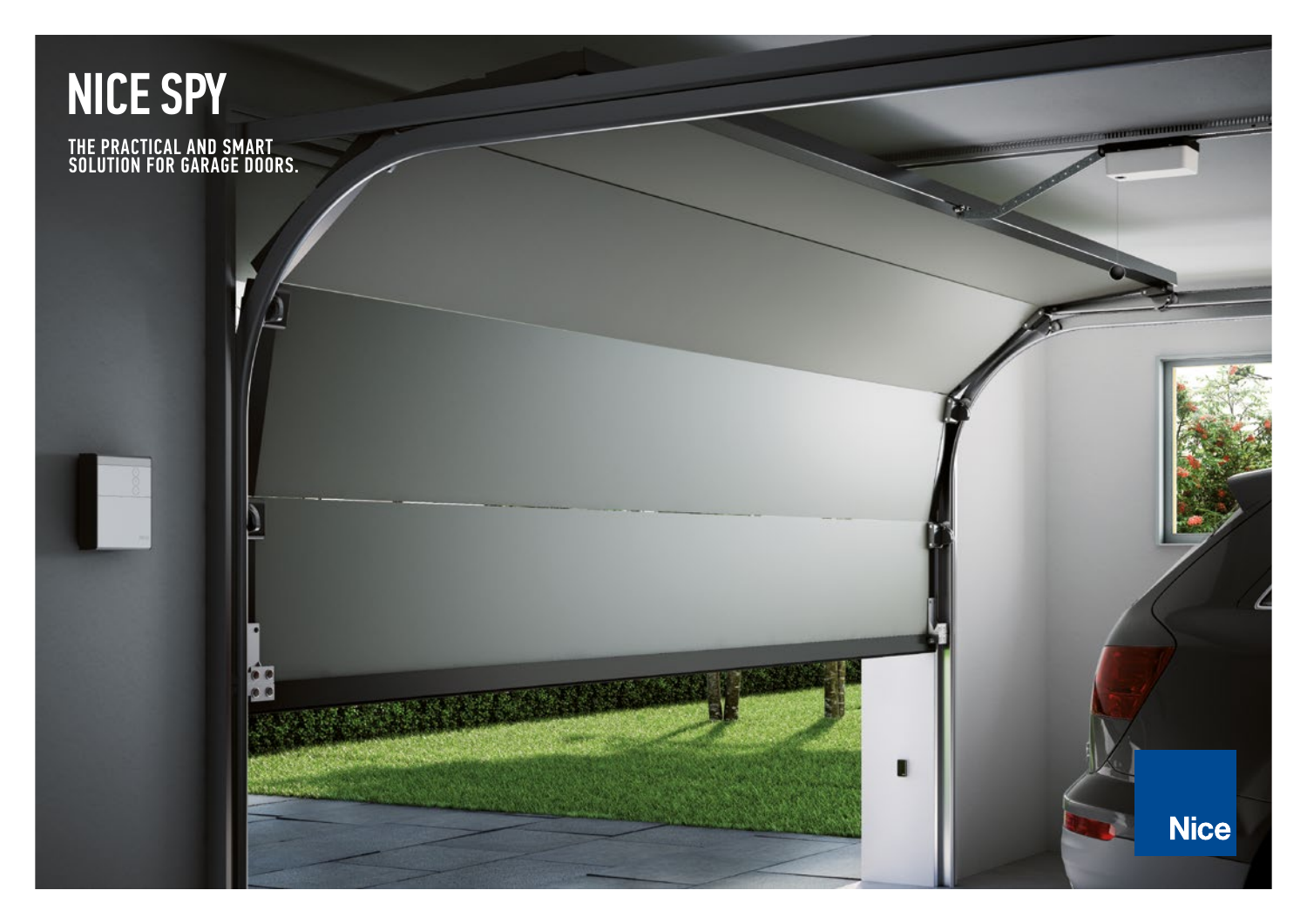# NICE SPY

THE PRACTICAL AND SMART SOLUTION FOR GARAGE DOORS.

Nice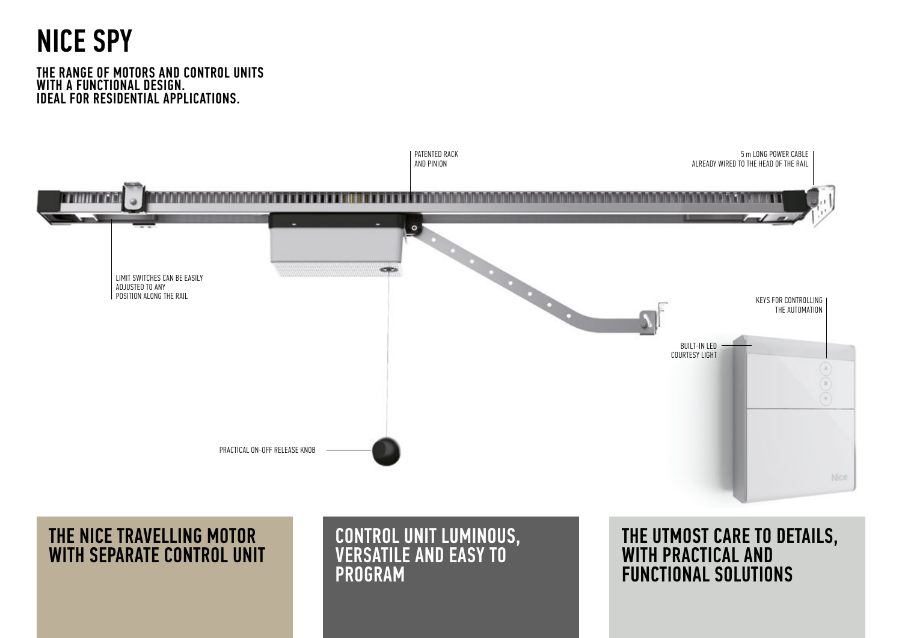# NICE SPY

**THE RANGE OF MOTORS AND CONTROL UNITS WITH A FUNCTIONAL DESIGN. IDEAL FOR RESIDENTIAL APPLICATIONS.**

PATENTED RACK AND PINION

5 m LONG POWER CABLE ALREADY WIRED TO THE HEAD OF THE RAIL

LIMIT SWITCHES CAN BE EASILY ADJUSTED TO ANY POSITION ALONG THE RAIL

KEYS FOR CONTROLLING THE AUTOMATION

BUILT-IN LED COURTESY LIGHT

PRACTICAL ON-OFF RELEASE KNOB

## THE NICE TRAVELLING MOTOR WITH SEPARATE CONTROL UNIT

## CONTROL UNIT LUMINOUS, VERSATILE AND EASY TO PROGRAM

## THE UTMOST CARE TO DETAILS, WITH PRACTICAL AND FUNCTIONAL SOLUTIONS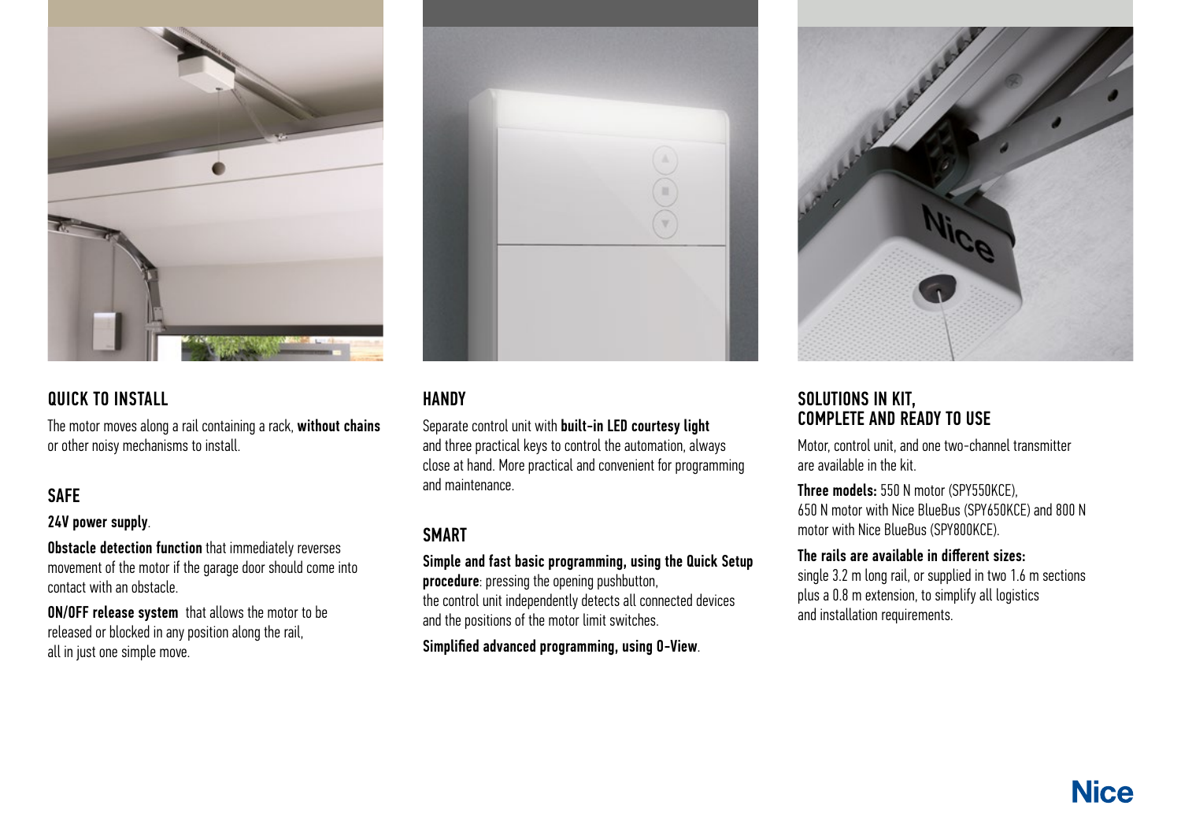## QUICK TO INSTALL

The motor moves along a rail containing a rack, **without chains** or other noisy mechanisms to install.

## SAFE

**24V power supply**.

**Obstacle detection function** that immediately reverses movement of the motor if the garage door should come into contact with an obstacle.

**ON/OFF release system** that allows the motor to be released or blocked in any position along the rail, all in just one simple move.

## HANDY

Separate control unit with **built-in LED courtesy light** and three practical keys to control the automation, always close at hand. More practical and convenient for programming and maintenance.

## SMART

**Simple and fast basic programming, using the Quick Setup procedure**: pressing the opening pushbutton, the control unit independently detects all connected devices and the positions of the motor limit switches.

**Simplified advanced programming, using O-View**.

## SOLUTIONS IN KIT, COMPLETE AND READY TO USE

Motor, control unit, and one two-channel transmitter are available in the kit.

**Three models:** 550 N motor (SPY550KCE), 650 N motor with Nice BlueBus (SPY650KCE) and 800 N motor with Nice BlueBus (SPY800KCE).

**The rails are available in different sizes:** single 3.2 m long rail, or supplied in two 1.6 m sections plus a 0.8 m extension, to simplify all logistics and installation requirements.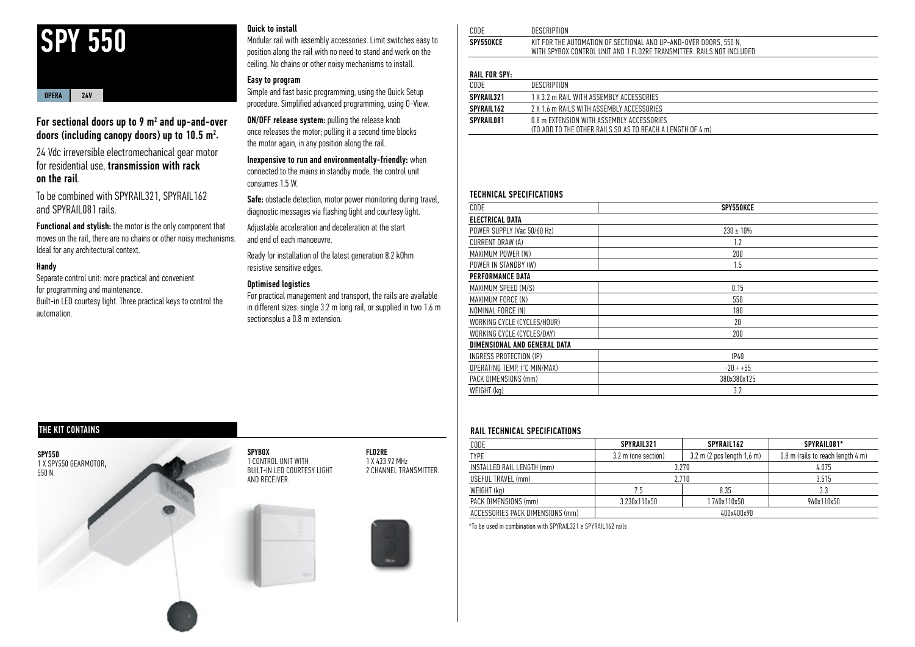# SPY 550

OPERA | 24V

### For sectional doors up to 9 m² and up-and-over doors (including canopy doors) up to 10.5 m².

24 Vdc irreversible electromechanical gear motor for residential use, **transmission with rack on the rail**.

To be combined with SPYRAIL321, SPYRAIL162 and SPYRAIL081 rails.

**Functional and stylish:** the motor is the only component that moves on the rail, there are no chains or other noisy mechanisms. Ideal for any architectural context.

**Handy**

Separate control unit: more practical and convenient for programming and maintenance.
Built-in LED courtesy light. Three practical keys to control the automation.

**Quick to install**

Modular rail with assembly accessories. Limit switches easy to position along the rail with no need to stand and work on the ceiling. No chains or other noisy mechanisms to install.

**Easy to program**

Simple and fast basic programming, using the Quick Setup procedure. Simplified advanced programming, using O-View.

**ON/OFF release system:** pulling the release knob once releases the motor; pulling it a second time blocks the motor again, in any position along the rail.

**Inexpensive to run and environmentally-friendly:** when connected to the mains in standby mode, the control unit consumes 1.5 W.

**Safe:** obstacle detection, motor power monitoring during travel, diagnostic messages via flashing light and courtesy light.

Adjustable acceleration and deceleration at the start and end of each manoeuvre.

Ready for installation of the latest generation 8.2 kOhm resistive sensitive edges.

**Optimised logistics**

For practical management and transport, the rails are available in different sizes: single 3.2 m long rail, or supplied in two 1.6 m sectionsplus a 0.8 m extension.

## THE KIT CONTAINS

**SPY550**
1 X SPY550 GEARMOTOR, 550 N.

**SPYBOX**
1 CONTROL UNIT WITH BUILT-IN LED COURTESY LIGHT AND RECEIVER.

**FLO2RE**
1 X 433.92 MHz 2 CHANNEL TRANSMITTER.

| CODE | DESCRIPTION |
|---|---|
| **SPY550KCE** | KIT FOR THE AUTOMATION OF SECTIONAL AND UP-AND-OVER DOORS, 550 N, WITH SPYBOX CONTROL UNIT AND 1 FLO2RE TRANSMITTER. RAILS NOT INCLUDED |

**RAIL FOR SPY:**

| CODE | DESCRIPTION |
|---|---|
| **SPYRAIL321** | 1 X 3.2 m RAIL WITH ASSEMBLY ACCESSORIES |
| **SPYRAIL162** | 2 X 1.6 m RAILS WITH ASSEMBLY ACCESSORIES |
| **SPYRAIL081** | 0.8 m EXTENSION WITH ASSEMBLY ACCESSORIES (TO ADD TO THE OTHER RAILS SO AS TO REACH A LENGTH OF 4 m) |

### TECHNICAL SPECIFICATIONS

| CODE | SPY550KCE |
|---|---|
| **ELECTRICAL DATA** | |
| POWER SUPPLY (Vac 50/60 Hz) | 230 ± 10% |
| CURRENT DRAW (A) | 1.2 |
| MAXIMUM POWER (W) | 200 |
| POWER IN STANDBY (W) | 1.5 |
| **PERFORMANCE DATA** | |
| MAXIMUM SPEED (M/S) | 0.15 |
| MAXIMUM FORCE (N) | 550 |
| NOMINAL FORCE (N) | 180 |
| WORKING CYCLE (CYCLES/HOUR) | 20 |
| WORKING CYCLE (CYCLES/DAY) | 200 |
| **DIMENSIONAL AND GENERAL DATA** | |
| INGRESS PROTECTION (IP) | IP40 |
| OPERATING TEMP. (°C MIN/MAX) | -20 ÷ +55 |
| PACK DIMENSIONS (mm) | 380x380x125 |
| WEIGHT (kg) | 3.2 |

### RAIL TECHNICAL SPECIFICATIONS

| CODE | SPYRAIL321 | SPYRAIL162 | SPYRAIL081* |
|---|---|---|---|
| TYPE | 3.2 m (one section) | 3.2 m (2 pcs length 1,6 m) | 0.8 m (rails to reach length 4 m) |
| INSTALLED RAIL LENGTH (mm) | 3.270 | | 4.075 |
| USEFUL TRAVEL (mm) | 2.710 | | 3.515 |
| WEIGHT (kg) | 7.5 | 8.35 | 3.3 |
| PACK DIMENSIONS (mm) | 3.230x110x50 | 1.760x110x50 | 960x110x50 |
| ACCESSORIES PACK DIMENSIONS (mm) | 400x400x90 | | |

*To be used in combination with SPYRAIL321 e SPYRAIL162 rails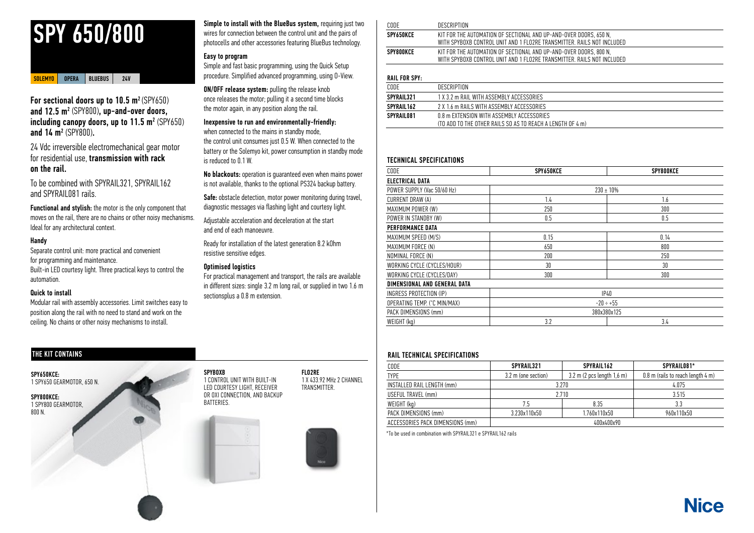# SPY 650/800

SOLEMYO | OPERA | BLUEBUS | 24V

**For sectional doors up to 10.5 m²** (SPY650) **and 12.5 m²** (SPY800)**, up-and-over doors, including canopy doors, up to 11.5 m²** (SPY650) **and 14 m²** (SPY800)**.**

24 Vdc irreversible electromechanical gear motor for residential use, **transmission with rack on the rail.**

To be combined with SPYRAIL321, SPYRAIL162 and SPYRAIL081 rails.

**Functional and stylish:** the motor is the only component that moves on the rail, there are no chains or other noisy mechanisms. Ideal for any architectural context.

**Handy**

Separate control unit: more practical and convenient for programming and maintenance.
Built-in LED courtesy light. Three practical keys to control the automation.

**Quick to install**

Modular rail with assembly accessories. Limit switches easy to position along the rail with no need to stand and work on the ceiling. No chains or other noisy mechanisms to install.

**Simple to install with the BlueBus system,** requiring just two wires for connection between the control unit and the pairs of photocells and other accessories featuring BlueBus technology.

**Easy to program**

Simple and fast basic programming, using the Quick Setup procedure. Simplified advanced programming, using O-View.

**ON/OFF release system:** pulling the release knob once releases the motor; pulling it a second time blocks the motor again, in any position along the rail.

**Inexpensive to run and environmentally-friendly:** when connected to the mains in standby mode, the control unit consumes just 0.5 W. When connected to the battery or the Solemyo kit, power consumption in standby mode is reduced to 0.1 W.

**No blackouts:** operation is guaranteed even when mains power is not available, thanks to the optional PS324 backup battery.

**Safe:** obstacle detection, motor power monitoring during travel, diagnostic messages via flashing light and courtesy light.

Adjustable acceleration and deceleration at the start and end of each manoeuvre.

Ready for installation of the latest generation 8.2 kOhm resistive sensitive edges.

**Optimised logistics**

For practical management and transport, the rails are available in different sizes: single 3.2 m long rail, or supplied in two 1.6 m sectionsplus a 0.8 m extension.

## THE KIT CONTAINS

**SPY650KCE:**
1 SPY650 GEARMOTOR, 650 N.

**SPY800KCE:**
1 SPY800 GEARMOTOR, 800 N.

**SPYBOXB**
1 CONTROL UNIT WITH BUILT-IN LED COURTESY LIGHT, RECEIVER OR OXI CONNECTION, AND BACKUP BATTERIES.

**FLO2RE**
1 X 433.92 MHz 2 CHANNEL TRANSMITTER.

| CODE | DESCRIPTION |
|---|---|
| **SPY650KCE** | KIT FOR THE AUTOMATION OF SECTIONAL AND UP-AND-OVER DOORS, 650 N, WITH SPYBOXB CONTROL UNIT AND 1 FLO2RE TRANSMITTER. RAILS NOT INCLUDED |
| **SPY800KCE** | KIT FOR THE AUTOMATION OF SECTIONAL AND UP-AND-OVER DOORS, 800 N, WITH SPYBOXB CONTROL UNIT AND 1 FLO2RE TRANSMITTER. RAILS NOT INCLUDED |

**RAIL FOR SPY:**

| CODE | DESCRIPTION |
|---|---|
| **SPYRAIL321** | 1 X 3.2 m RAIL WITH ASSEMBLY ACCESSORIES |
| **SPYRAIL162** | 2 X 1.6 m RAILS WITH ASSEMBLY ACCESSORIES |
| **SPYRAIL081** | 0.8 m EXTENSION WITH ASSEMBLY ACCESSORIES (TO ADD TO THE OTHER RAILS SO AS TO REACH A LENGTH OF 4 m) |

### TECHNICAL SPECIFICATIONS

| CODE | SPY650KCE | SPY800KCE |
|---|---|---|
| **ELECTRICAL DATA** | | |
| POWER SUPPLY (Vac 50/60 Hz) | 230 ± 10% | |
| CURRENT DRAW (A) | 1.4 | 1.6 |
| MAXIMUM POWER (W) | 250 | 300 |
| POWER IN STANDBY (W) | 0.5 | 0.5 |
| **PERFORMANCE DATA** | | |
| MAXIMUM SPEED (M/S) | 0.15 | 0.14 |
| MAXIMUM FORCE (N) | 650 | 800 |
| NOMINAL FORCE (N) | 200 | 250 |
| WORKING CYCLE (CYCLES/HOUR) | 30 | 30 |
| WORKING CYCLE (CYCLES/DAY) | 300 | 300 |
| **DIMENSIONAL AND GENERAL DATA** | | |
| INGRESS PROTECTION (IP) | IP40 | |
| OPERATING TEMP. (°C MIN/MAX) | -20 ÷ +55 | |
| PACK DIMENSIONS (mm) | 380x380x125 | |
| WEIGHT (kg) | 3.2 | 3.4 |

### RAIL TECHNICAL SPECIFICATIONS

| CODE | SPYRAIL321 | SPYRAIL162 | SPYRAIL081* |
|---|---|---|---|
| TYPE | 3.2 m (one section) | 3.2 m (2 pcs length 1,6 m) | 0.8 m (rails to reach length 4 m) |
| INSTALLED RAIL LENGTH (mm) | 3.270 | | 4.075 |
| USEFUL TRAVEL (mm) | 2.710 | | 3.515 |
| WEIGHT (kg) | 7.5 | 8.35 | 3.3 |
| PACK DIMENSIONS (mm) | 3.230x110x50 | 1.760x110x50 | 960x110x50 |
| ACCESSORIES PACK DIMENSIONS (mm) | 400x400x90 | | |

*To be used in combination with SPYRAIL321 e SPYRAIL162 rails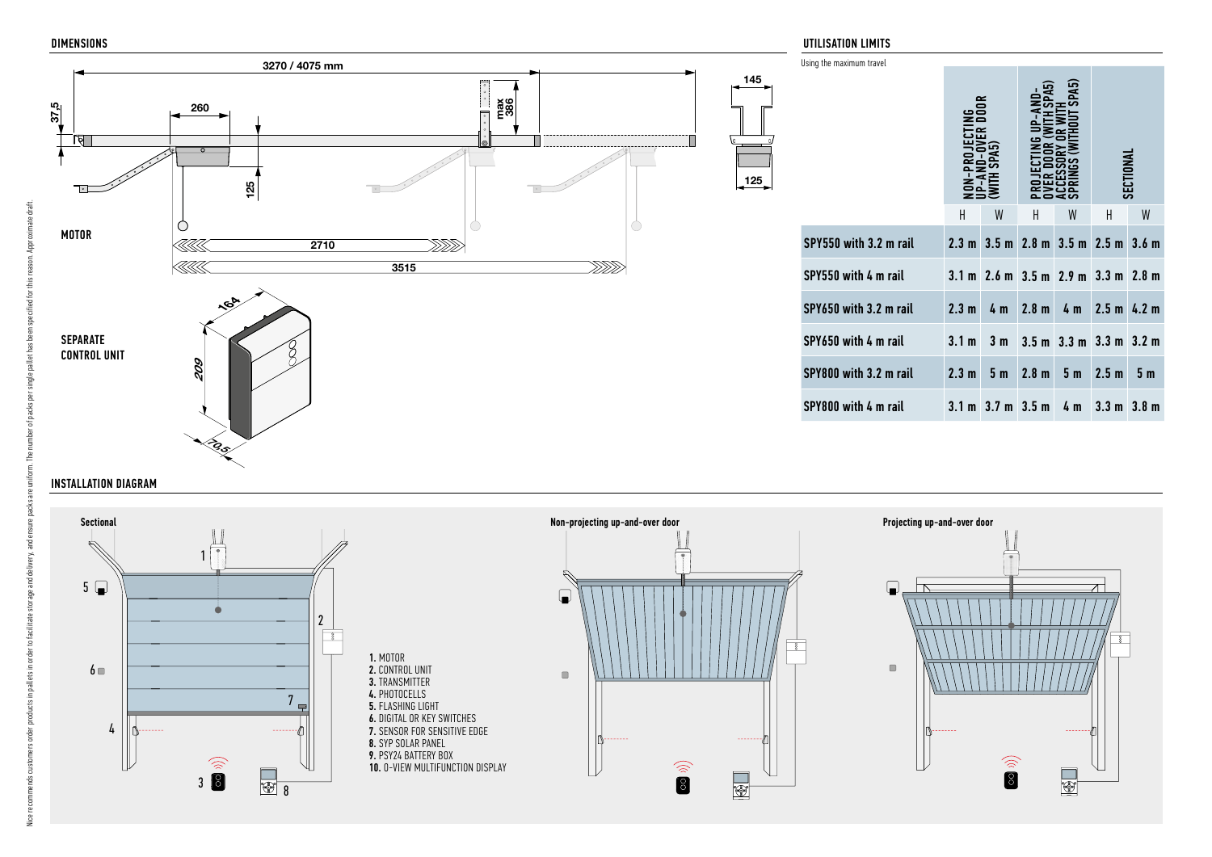## DIMENSIONS

3270 / 4075 mm

37,5

260

max 386

145

125

125

MOTOR

2710

3515

SEPARATE CONTROL UNIT

164

209

70,5

## UTILISATION LIMITS

Using the maximum travel

| | NON-PROJECTING UP-AND-OVER DOOR (WITH SPA5) | | PROJECTING UP-AND-OVER DOOR (WITH SPA5) ACCESSORY OR WITH SPRINGS (WITHOUT SPA5) | | SECTIONAL | |
|---|---|---|---|---|---|---|
| | H | W | H | W | H | W |
| SPY550 with 3.2 m rail | 2.3 m | 3.5 m | 2.8 m | 3.5 m | 2.5 m | 3.6 m |
| SPY550 with 4 m rail | 3.1 m | 2.6 m | 3.5 m | 2.9 m | 3.3 m | 2.8 m |
| SPY650 with 3.2 m rail | 2.3 m | 4 m | 2.8 m | 4 m | 2.5 m | 4.2 m |
| SPY650 with 4 m rail | 3.1 m | 3 m | 3.5 m | 3.3 m | 3.3 m | 3.2 m |
| SPY800 with 3.2 m rail | 2.3 m | 5 m | 2.8 m | 5 m | 2.5 m | 5 m |
| SPY800 with 4 m rail | 3.1 m | 3.7 m | 3.5 m | 4 m | 3.3 m | 3.8 m |

## INSTALLATION DIAGRAM

Sectional

Non-projecting up-and-over door

Projecting up-and-over door

1. MOTOR
2. CONTROL UNIT
3. TRANSMITTER
4. PHOTOCELLS
5. FLASHING LIGHT
6. DIGITAL OR KEY SWITCHES
7. SENSOR FOR SENSITIVE EDGE
8. SYP SOLAR PANEL
9. PSY24 BATTERY BOX
10. O-VIEW MULTIFUNCTION DISPLAY

Nice recommends customers order products in pallets in order to facilitate storage and delivery, and ensure packs are uniform. The number of packs per single pallet has been specified for this reason. Approximate draft.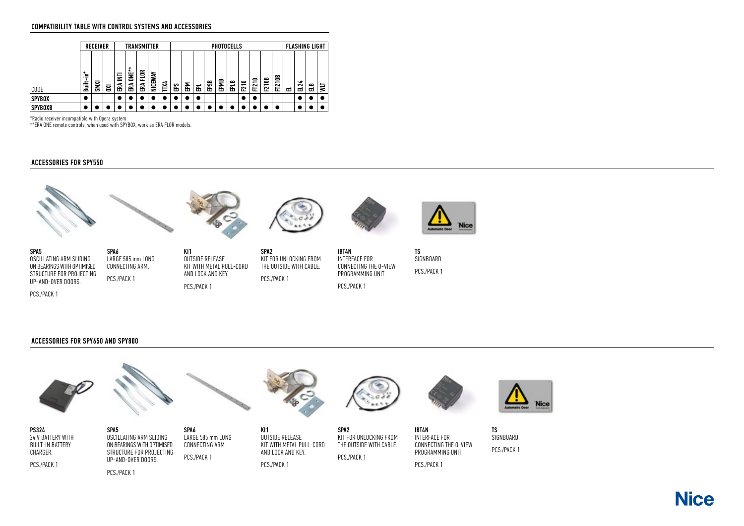## COMPATIBILITY TABLE WITH CONTROL SYSTEMS AND ACCESSORIES

| | RECEIVER | | | TRANSMITTER | | | | | PHOTOCELLS | | | | | | | | | | FLASHING LIGHT | | | |
|---|---|---|---|---|---|---|---|---|---|---|---|---|---|---|---|---|---|---|---|---|---|---|
| CODE | Built-in* | SMXI | OXI | ERA INTI | ERA ONE** | ERA FLOR | NICEWAY | TTX4 | EPS | EPM | EPL | EPSB | EPMB | EPLB | F210 | FT210 | F210B | FT210B | EL | EL24 | ELB | WLT |
| **SPYBOX** | ● | | | ● | ● | ● | ● | ● | ● | ● | ● | | | | ● | ● | | | | ● | ● | ● |
| **SPYBOXB** | ● | ● | ● | ● | ● | ● | ● | ● | ● | ● | ● | ● | ● | ● | ● | ● | ● | ● | | ● | ● | ● |

*Radio receiver incompatible with Opera system

**ERA ONE remote controls, when used with SPYBOX, work as ERA FLOR models.

## ACCESSORIES FOR SPY550

**SPA5**
OSCILLATING ARM SLIDING ON BEARINGS WITH OPTIMISED STRUCTURE FOR PROJECTING UP-AND-OVER DOORS.

PCS./PACK 1

**SPA6**
LARGE 585 mm LONG CONNECTING ARM.

PCS./PACK 1

**KI1**
OUTSIDE RELEASE KIT WITH METAL PULL-CORD AND LOCK AND KEY.

PCS./PACK 1

**SPA2**
KIT FOR UNLOCKING FROM THE OUTSIDE WITH CABLE.

PCS./PACK 1

**IBT4N**
INTERFACE FOR CONNECTING THE O-VIEW PROGRAMMING UNIT.

PCS./PACK 1

**TS**
SIGNBOARD.

PCS./PACK 1

## ACCESSORIES FOR SPY650 AND SPY800

**PS324**
24 V BATTERY WITH BUILT-IN BATTERY CHARGER.

PCS./PACK 1

**SPA5**
OSCILLATING ARM SLIDING ON BEARINGS WITH OPTIMISED STRUCTURE FOR PROJECTING UP-AND-OVER DOORS.

PCS./PACK 1

**SPA6**
LARGE 585 mm LONG CONNECTING ARM.

PCS./PACK 1

**KI1**
OUTSIDE RELEASE KIT WITH METAL PULL-CORD AND LOCK AND KEY.

PCS./PACK 1

**SPA2**
KIT FOR UNLOCKING FROM THE OUTSIDE WITH CABLE.

PCS./PACK 1

**IBT4N**
INTERFACE FOR CONNECTING THE O-VIEW PROGRAMMING UNIT.

PCS./PACK 1

**TS**
SIGNBOARD.

PCS./PACK 1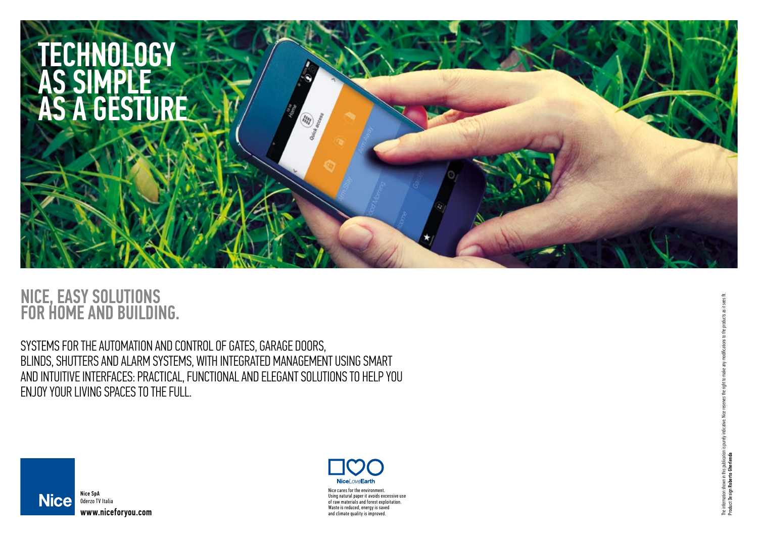# TECHNOLOGY AS SIMPLE AS A GESTURE

## NICE, EASY SOLUTIONS FOR HOME AND BUILDING.

SYSTEMS FOR THE AUTOMATION AND CONTROL OF GATES, GARAGE DOORS, BLINDS, SHUTTERS AND ALARM SYSTEMS, WITH INTEGRATED MANAGEMENT USING SMART AND INTUITIVE INTERFACES: PRACTICAL, FUNCTIONAL AND ELEGANT SOLUTIONS TO HELP YOU ENJOY YOUR LIVING SPACES TO THE FULL.

Nice

**Nice SpA**
Oderzo TV Italia
**www.niceforyou.com**

Nice*Love*Earth

Nice cares for the environment.
Using natural paper it avoids excessive use of raw materials and forest exploitation.
Waste is reduced, energy is saved and climate quality is improved.

The information shown in this publication is purely indicative. Nice reserves the right to make any modifications to the products as it sees fit.
Product Design **Roberto Gherlenda**